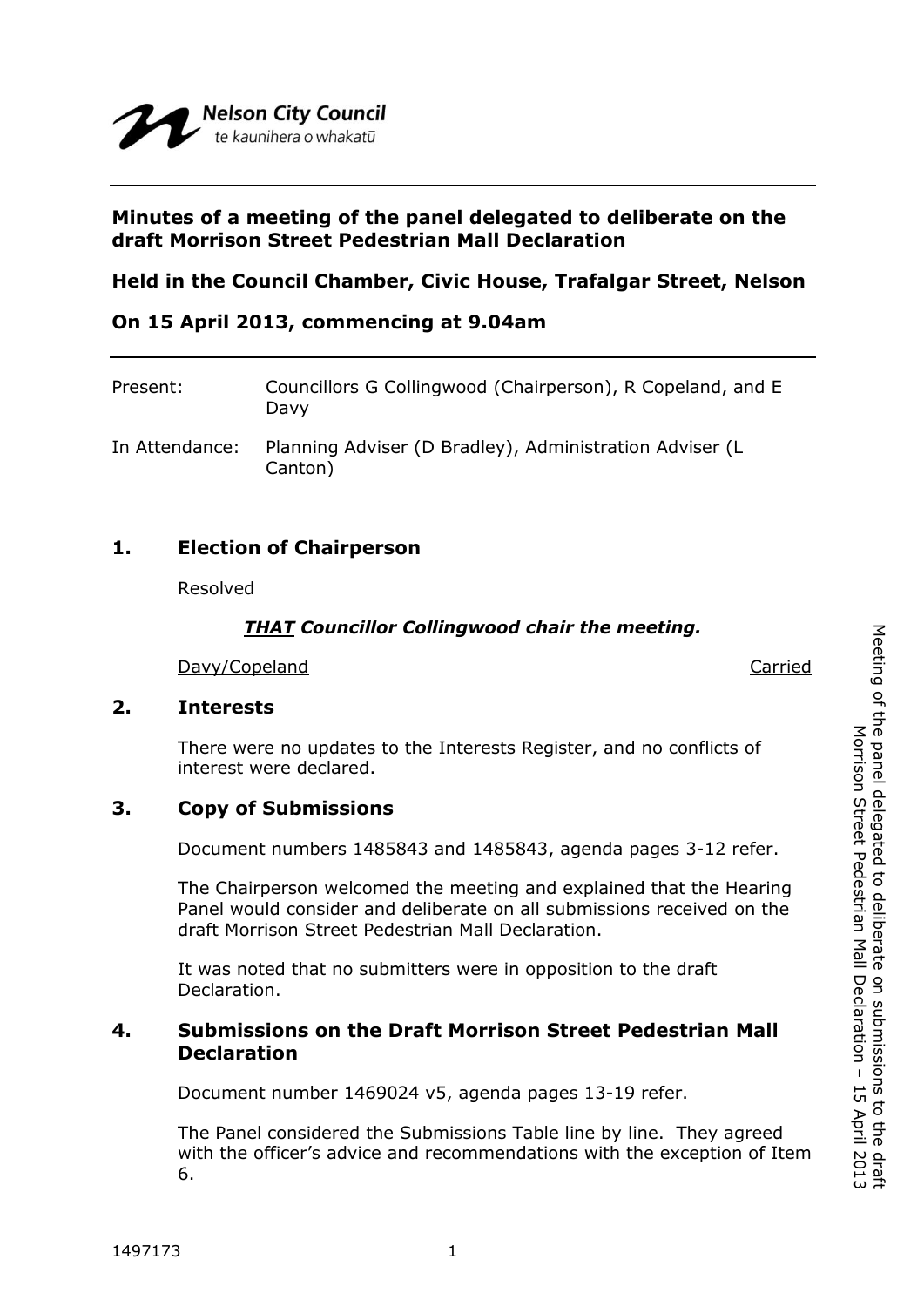Nelson City Council
te kaunihera o whakatū

**Minutes of a meeting of the panel delegated to deliberate on the draft Morrison Street Pedestrian Mall Declaration**

**Held in the Council Chamber, Civic House, Trafalgar Street, Nelson**

**On 15 April 2013, commencing at 9.04am**

Present: Councillors G Collingwood (Chairperson), R Copeland, and E Davy

In Attendance: Planning Adviser (D Bradley), Administration Adviser (L Canton)

## 1. Election of Chairperson

Resolved

***THAT Councillor Collingwood chair the meeting.***

Davy/Copeland — Carried

## 2. Interests

There were no updates to the Interests Register, and no conflicts of interest were declared.

## 3. Copy of Submissions

Document numbers 1485843 and 1485843, agenda pages 3-12 refer.

The Chairperson welcomed the meeting and explained that the Hearing Panel would consider and deliberate on all submissions received on the draft Morrison Street Pedestrian Mall Declaration.

It was noted that no submitters were in opposition to the draft Declaration.

## 4. Submissions on the Draft Morrison Street Pedestrian Mall Declaration

Document number 1469024 v5, agenda pages 13-19 refer.

The Panel considered the Submissions Table line by line. They agreed with the officer's advice and recommendations with the exception of Item 6.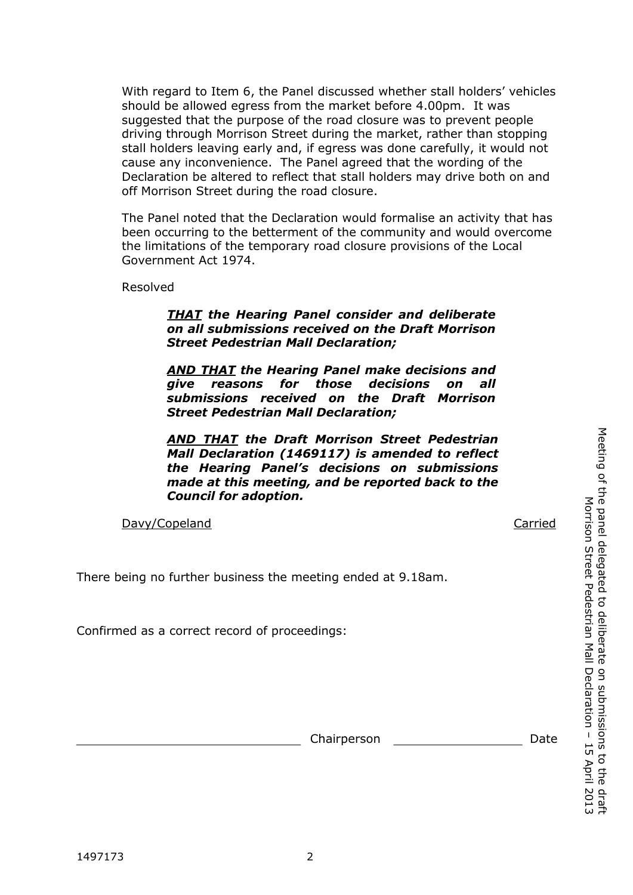With regard to Item 6, the Panel discussed whether stall holders' vehicles should be allowed egress from the market before 4.00pm. It was suggested that the purpose of the road closure was to prevent people driving through Morrison Street during the market, rather than stopping stall holders leaving early and, if egress was done carefully, it would not cause any inconvenience. The Panel agreed that the wording of the Declaration be altered to reflect that stall holders may drive both on and off Morrison Street during the road closure.

The Panel noted that the Declaration would formalise an activity that has been occurring to the betterment of the community and would overcome the limitations of the temporary road closure provisions of the Local Government Act 1974.

Resolved

> ***THAT*** ***the Hearing Panel consider and deliberate on all submissions received on the Draft Morrison Street Pedestrian Mall Declaration;***
>
> ***AND THAT*** ***the Hearing Panel make decisions and give reasons for those decisions on all submissions received on the Draft Morrison Street Pedestrian Mall Declaration;***
>
> ***AND THAT*** ***the Draft Morrison Street Pedestrian Mall Declaration (1469117) is amended to reflect the Hearing Panel's decisions on submissions made at this meeting, and be reported back to the Council for adoption.***

Davy/Copeland — Carried

There being no further business the meeting ended at 9.18am.

Confirmed as a correct record of proceedings:

______________________________ Chairperson ________________ Date